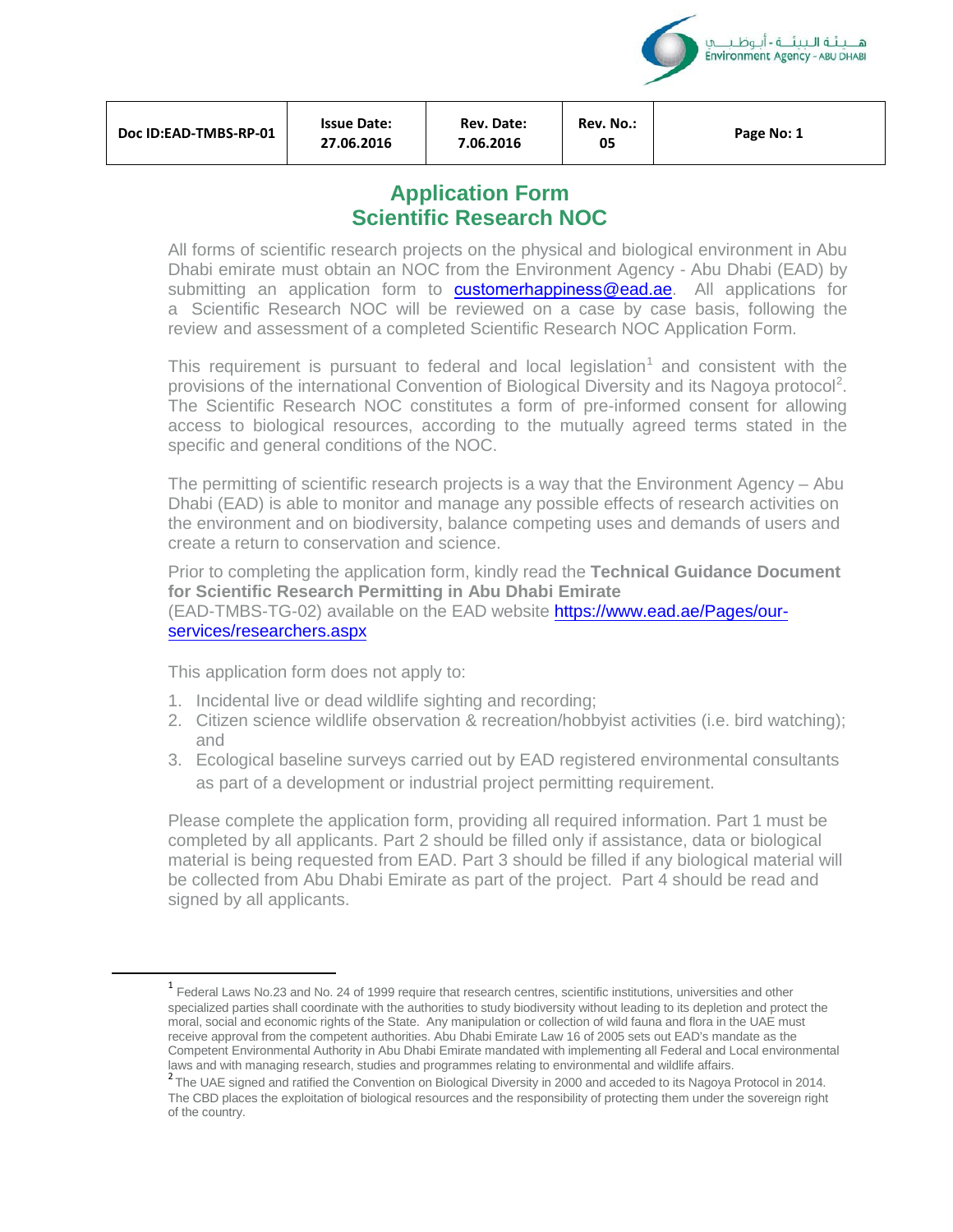| Doc ID:EAD-TMBS-RP-01 | Issue Date: 27.06.2016 | Rev. Date: 7.06.2016 | Rev. No.: 05 | Page No: 1 |
|---|---|---|---|---|

# Application Form
# Scientific Research NOC

All forms of scientific research projects on the physical and biological environment in Abu Dhabi emirate must obtain an NOC from the Environment Agency - Abu Dhabi (EAD) by submitting an application form to customerhappiness@ead.ae. All applications for a Scientific Research NOC will be reviewed on a case by case basis, following the review and assessment of a completed Scientific Research NOC Application Form.

This requirement is pursuant to federal and local legislation[1] and consistent with the provisions of the international Convention of Biological Diversity and its Nagoya protocol[2]. The Scientific Research NOC constitutes a form of pre-informed consent for allowing access to biological resources, according to the mutually agreed terms stated in the specific and general conditions of the NOC.

The permitting of scientific research projects is a way that the Environment Agency – Abu Dhabi (EAD) is able to monitor and manage any possible effects of research activities on the environment and on biodiversity, balance competing uses and demands of users and create a return to conservation and science.

Prior to completing the application form, kindly read the **Technical Guidance Document for Scientific Research Permitting in Abu Dhabi Emirate** (EAD-TMBS-TG-02) available on the EAD website https://www.ead.ae/Pages/our-services/researchers.aspx

This application form does not apply to:

1. Incidental live or dead wildlife sighting and recording;
2. Citizen science wildlife observation & recreation/hobbyist activities (i.e. bird watching); and
3. Ecological baseline surveys carried out by EAD registered environmental consultants as part of a development or industrial project permitting requirement.

Please complete the application form, providing all required information. Part 1 must be completed by all applicants. Part 2 should be filled only if assistance, data or biological material is being requested from EAD. Part 3 should be filled if any biological material will be collected from Abu Dhabi Emirate as part of the project. Part 4 should be read and signed by all applicants.

---

[1] Federal Laws No.23 and No. 24 of 1999 require that research centres, scientific institutions, universities and other specialized parties shall coordinate with the authorities to study biodiversity without leading to its depletion and protect the moral, social and economic rights of the State. Any manipulation or collection of wild fauna and flora in the UAE must receive approval from the competent authorities. Abu Dhabi Emirate Law 16 of 2005 sets out EAD's mandate as the Competent Environmental Authority in Abu Dhabi Emirate mandated with implementing all Federal and Local environmental laws and with managing research, studies and programmes relating to environmental and wildlife affairs.

[2] The UAE signed and ratified the Convention on Biological Diversity in 2000 and acceded to its Nagoya Protocol in 2014. The CBD places the exploitation of biological resources and the responsibility of protecting them under the sovereign right of the country.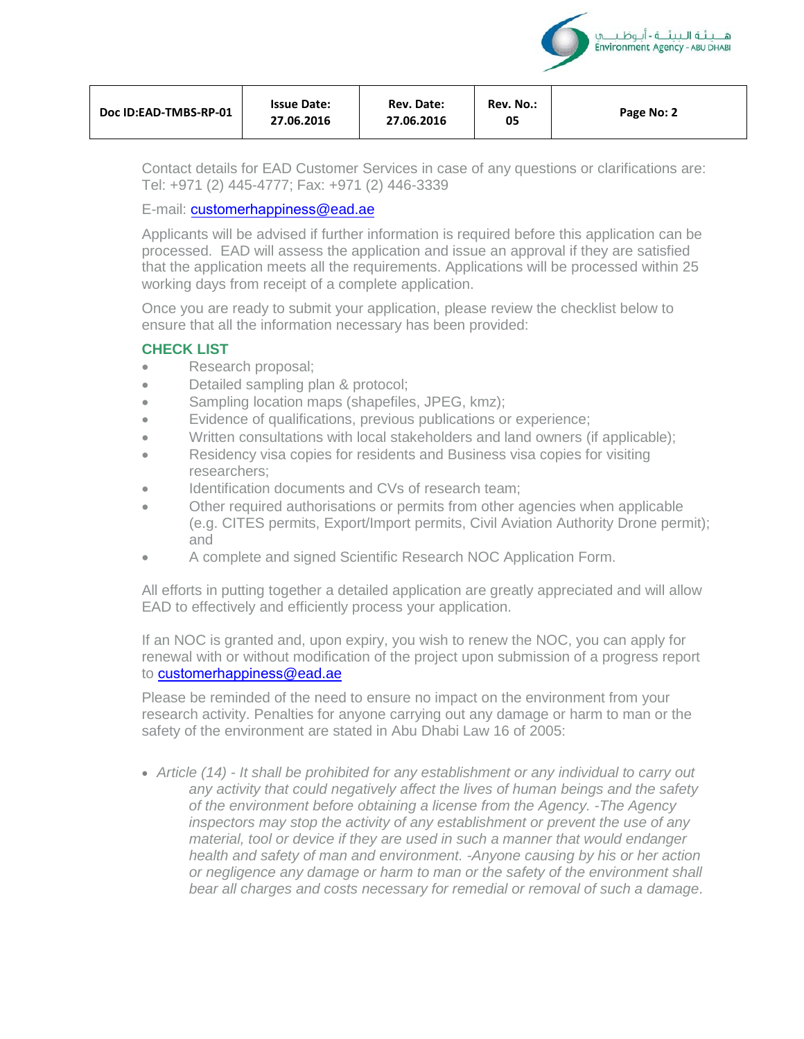Contact details for EAD Customer Services in case of any questions or clarifications are: Tel: +971 (2) 445-4777; Fax: +971 (2) 446-3339

E-mail: customerhappiness@ead.ae

Applicants will be advised if further information is required before this application can be processed. EAD will assess the application and issue an approval if they are satisfied that the application meets all the requirements. Applications will be processed within 25 working days from receipt of a complete application.

Once you are ready to submit your application, please review the checklist below to ensure that all the information necessary has been provided:

### CHECK LIST

- Research proposal;
- Detailed sampling plan & protocol;
- Sampling location maps (shapefiles, JPEG, kmz);
- Evidence of qualifications, previous publications or experience;
- Written consultations with local stakeholders and land owners (if applicable);
- Residency visa copies for residents and Business visa copies for visiting researchers;
- Identification documents and CVs of research team;
- Other required authorisations or permits from other agencies when applicable (e.g. CITES permits, Export/Import permits, Civil Aviation Authority Drone permit); and
- A complete and signed Scientific Research NOC Application Form.

All efforts in putting together a detailed application are greatly appreciated and will allow EAD to effectively and efficiently process your application.

If an NOC is granted and, upon expiry, you wish to renew the NOC, you can apply for renewal with or without modification of the project upon submission of a progress report to customerhappiness@ead.ae

Please be reminded of the need to ensure no impact on the environment from your research activity. Penalties for anyone carrying out any damage or harm to man or the safety of the environment are stated in Abu Dhabi Law 16 of 2005:

- *Article (14) - It shall be prohibited for any establishment or any individual to carry out any activity that could negatively affect the lives of human beings and the safety of the environment before obtaining a license from the Agency. -The Agency inspectors may stop the activity of any establishment or prevent the use of any material, tool or device if they are used in such a manner that would endanger health and safety of man and environment. -Anyone causing by his or her action or negligence any damage or harm to man or the safety of the environment shall bear all charges and costs necessary for remedial or removal of such a damage*.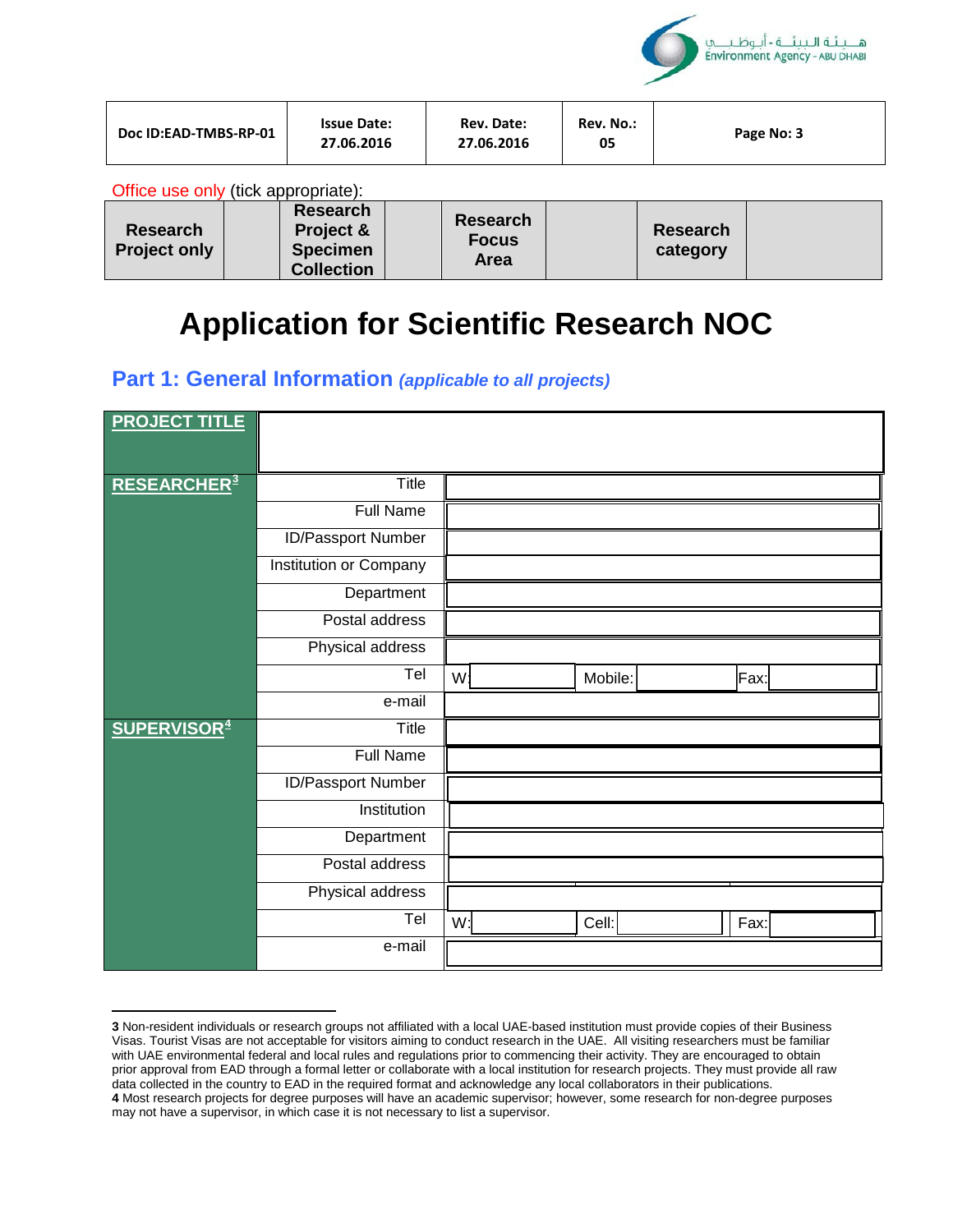| Doc ID:EAD-TMBS-RP-01 | Issue Date: 27.06.2016 | Rev. Date: 27.06.2016 | Rev. No.: 05 | Page No: 3 |
|---|---|---|---|---|

Office use only (tick appropriate):

| Research Project only | | Research Project & Specimen Collection | | Research Focus Area | | Research category | |
|---|---|---|---|---|---|---|---|

# Application for Scientific Research NOC

## Part 1: General Information *(applicable to all projects)*

| **PROJECT TITLE** | | | | | | | |
|---|---|---|---|---|---|---|---|
| **RESEARCHER[3]** | Title | | | | | | |
| | Full Name | | | | | | |
| | ID/Passport Number | | | | | | |
| | Institution or Company | | | | | | |
| | Department | | | | | | |
| | Postal address | | | | | | |
| | Physical address | | | | | | |
| | Tel | W: | | Mobile: | | Fax: | |
| | e-mail | | | | | | |
| **SUPERVISOR[4]** | Title | | | | | | |
| | Full Name | | | | | | |
| | ID/Passport Number | | | | | | |
| | Institution | | | | | | |
| | Department | | | | | | |
| | Postal address | | | | | | |
| | Physical address | | | | | | |
| | Tel | W: | | Cell: | | Fax: | |
| | e-mail | | | | | | |

**3** Non-resident individuals or research groups not affiliated with a local UAE-based institution must provide copies of their Business Visas. Tourist Visas are not acceptable for visitors aiming to conduct research in the UAE. All visiting researchers must be familiar with UAE environmental federal and local rules and regulations prior to commencing their activity. They are encouraged to obtain prior approval from EAD through a formal letter or collaborate with a local institution for research projects. They must provide all raw data collected in the country to EAD in the required format and acknowledge any local collaborators in their publications.

**4** Most research projects for degree purposes will have an academic supervisor; however, some research for non-degree purposes may not have a supervisor, in which case it is not necessary to list a supervisor.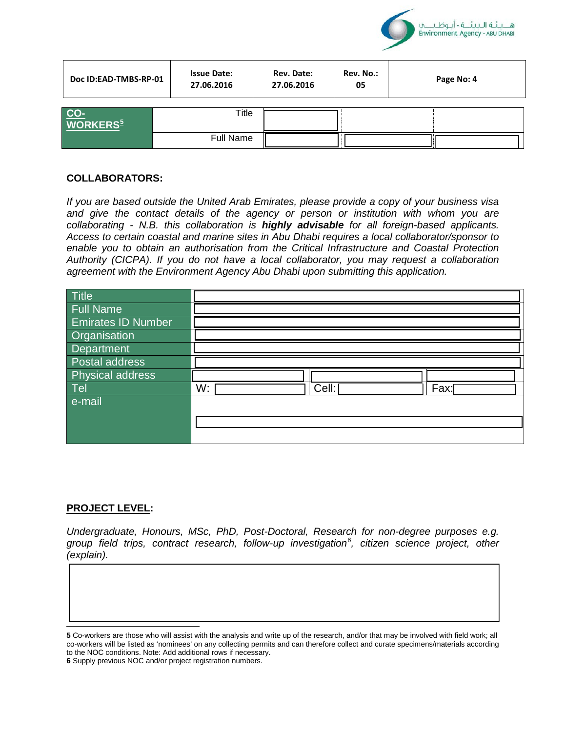| CO-WORKERS[5] | Title | | | |
|---|---|---|---|---|
| | Full Name | | | |

**COLLABORATORS:**

*If you are based outside the United Arab Emirates, please provide a copy of your business visa and give the contact details of the agency or person or institution with whom you are collaborating - N.B. this collaboration is **highly advisable** for all foreign-based applicants. Access to certain coastal and marine sites in Abu Dhabi requires a local collaborator/sponsor to enable you to obtain an authorisation from the Critical Infrastructure and Coastal Protection Authority (CICPA). If you do not have a local collaborator, you may request a collaboration agreement with the Environment Agency Abu Dhabi upon submitting this application.*

| Title | | | |
|---|---|---|---|
| Full Name | | | |
| Emirates ID Number | | | |
| Organisation | | | |
| Department | | | |
| Postal address | | | |
| Physical address | | | |
| Tel | W: | Cell: | Fax: |
| e-mail | | | |

**PROJECT LEVEL:**

*Undergraduate, Honours, MSc, PhD, Post-Doctoral, Research for non-degree purposes e.g. group field trips, contract research, follow-up investigation[6], citizen science project, other (explain).*

| |
|---|
| |

**5** Co-workers are those who will assist with the analysis and write up of the research, and/or that may be involved with field work; all co-workers will be listed as 'nominees' on any collecting permits and can therefore collect and curate specimens/materials according to the NOC conditions. Note: Add additional rows if necessary.

**6** Supply previous NOC and/or project registration numbers.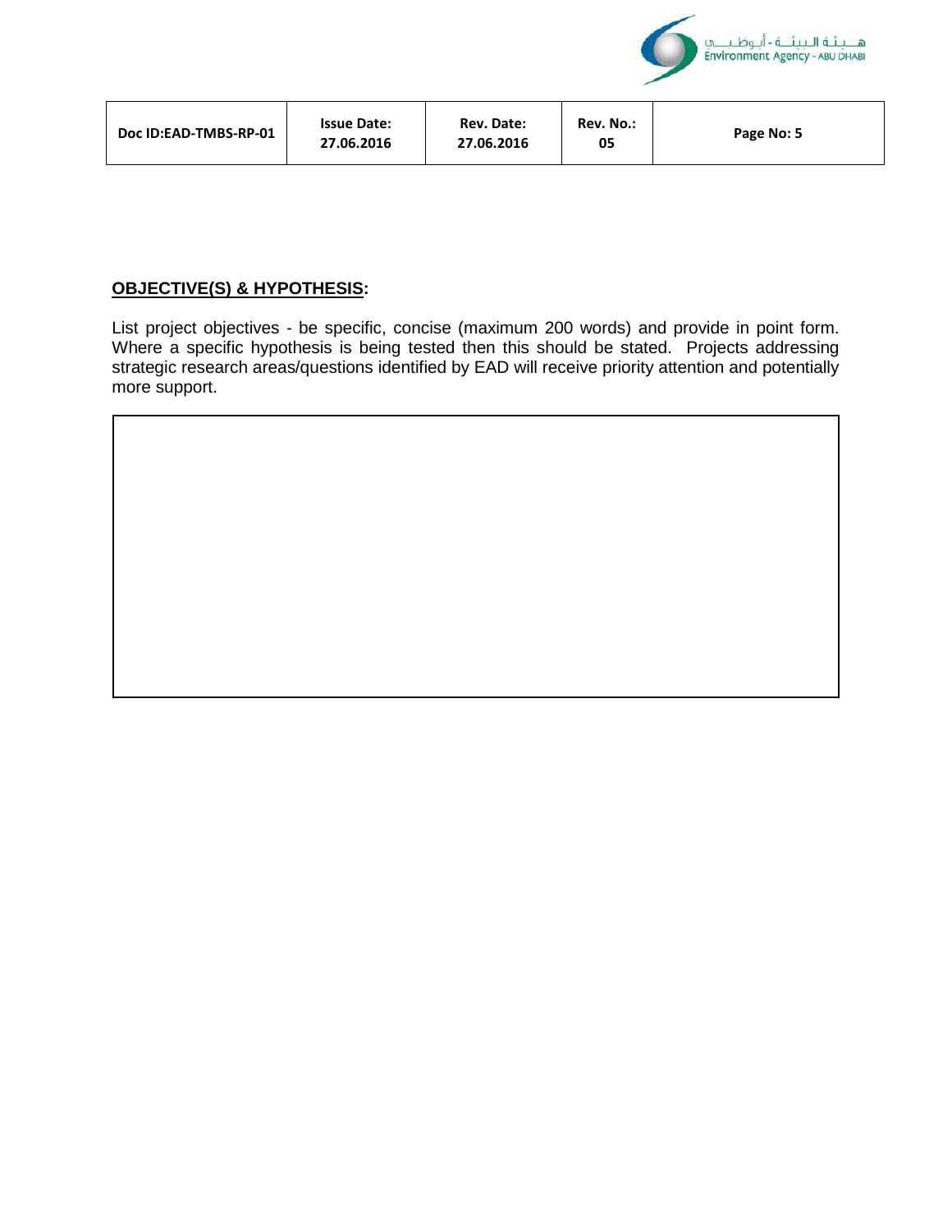**OBJECTIVE(S) & HYPOTHESIS:**

List project objectives - be specific, concise (maximum 200 words) and provide in point form. Where a specific hypothesis is being tested then this should be stated. Projects addressing strategic research areas/questions identified by EAD will receive priority attention and potentially more support.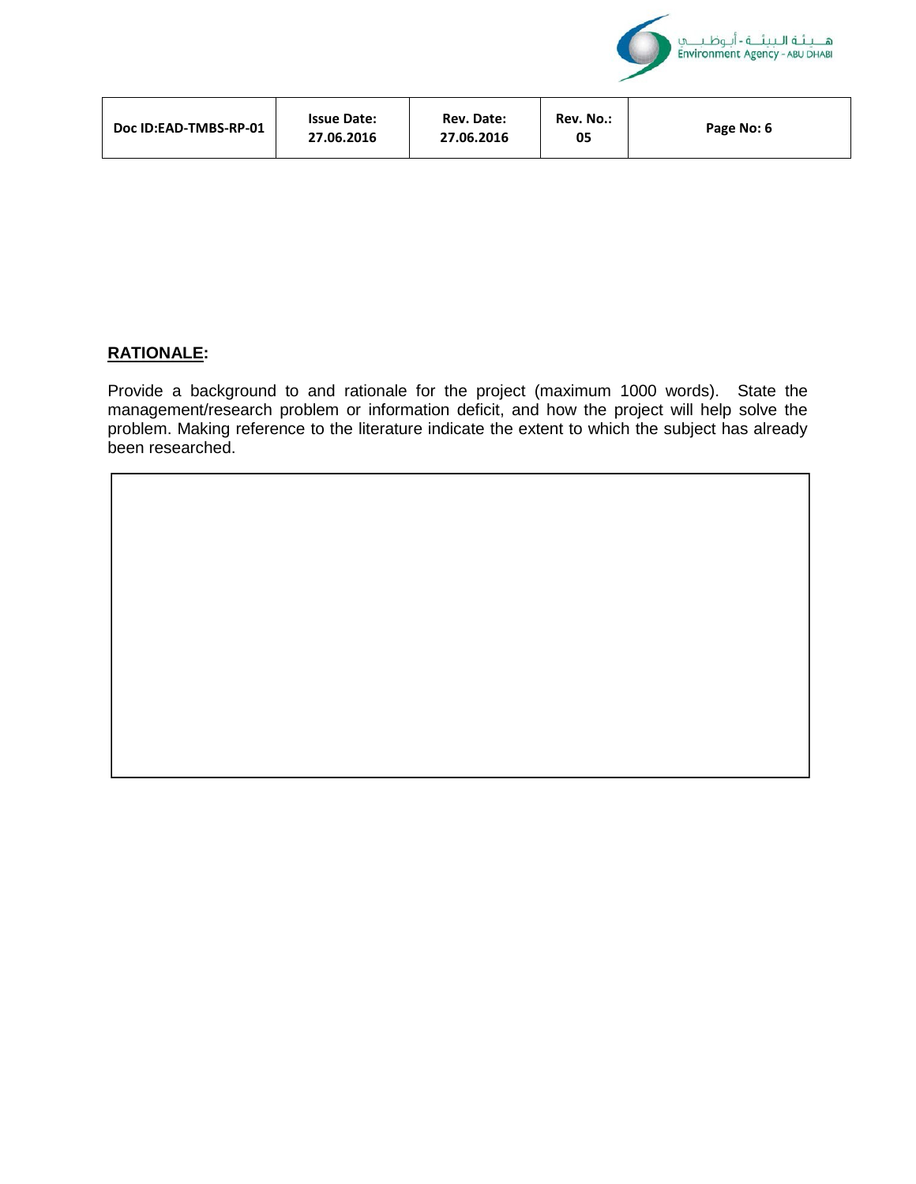## RATIONALE:

Provide a background to and rationale for the project (maximum 1000 words). State the management/research problem or information deficit, and how the project will help solve the problem. Making reference to the literature indicate the extent to which the subject has already been researched.

| |
|---|
| |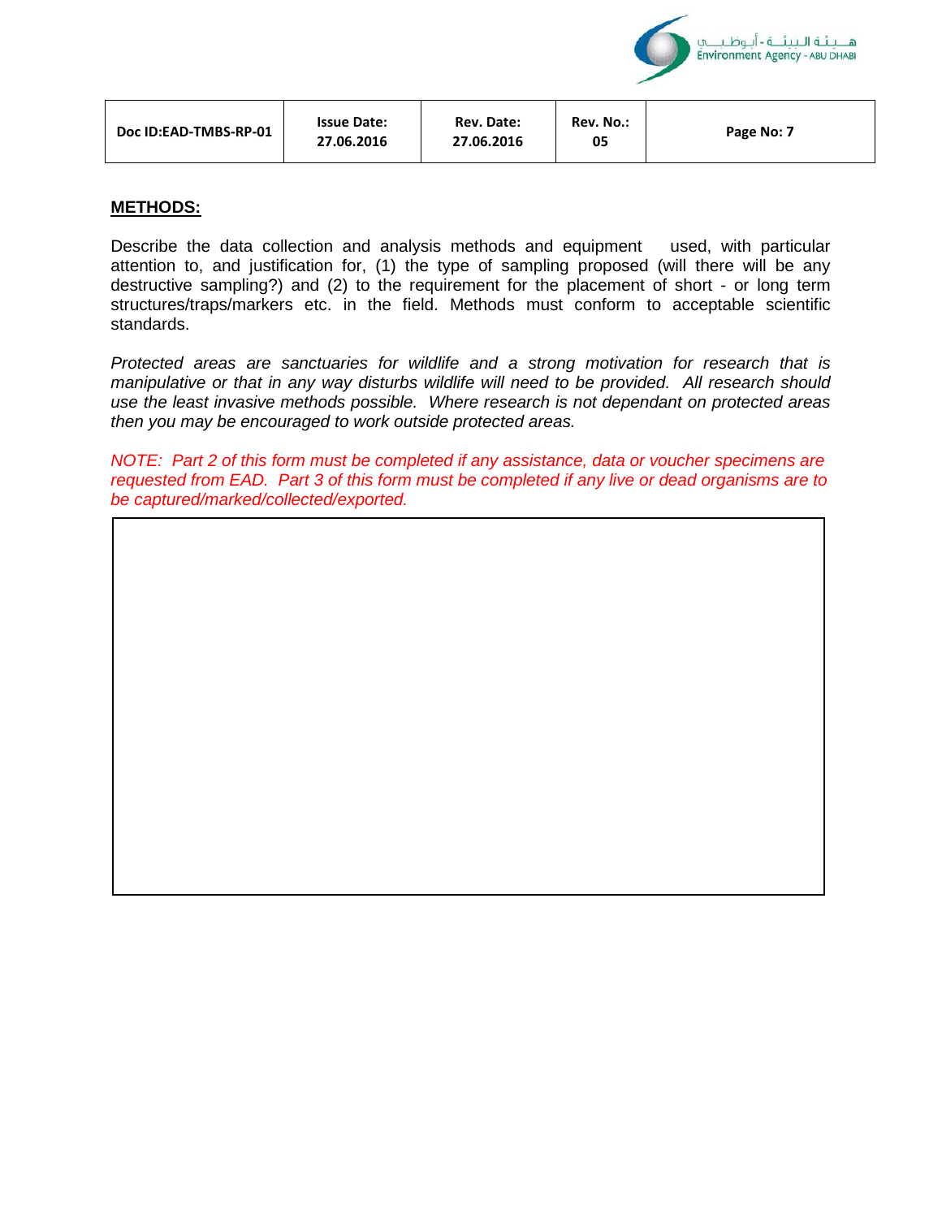## METHODS:

Describe the data collection and analysis methods and equipment used, with particular attention to, and justification for, (1) the type of sampling proposed (will there will be any destructive sampling?) and (2) to the requirement for the placement of short - or long term structures/traps/markers etc. in the field. Methods must conform to acceptable scientific standards.

*Protected areas are sanctuaries for wildlife and a strong motivation for research that is manipulative or that in any way disturbs wildlife will need to be provided. All research should use the least invasive methods possible. Where research is not dependant on protected areas then you may be encouraged to work outside protected areas.*

*NOTE: Part 2 of this form must be completed if any assistance, data or voucher specimens are requested from EAD. Part 3 of this form must be completed if any live or dead organisms are to be captured/marked/collected/exported.*

| |
|---|
| |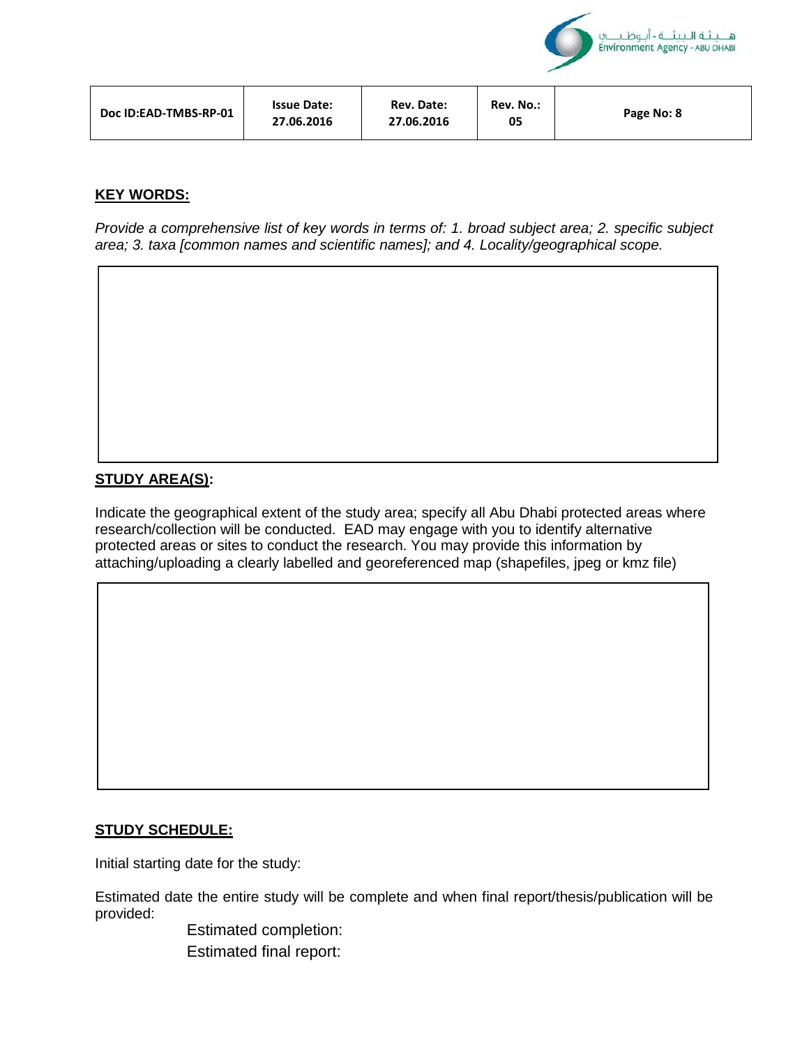**KEY WORDS:**

*Provide a comprehensive list of key words in terms of: 1. broad subject area; 2. specific subject area; 3. taxa [common names and scientific names]; and 4. Locality/geographical scope.*

**STUDY AREA(S):**

Indicate the geographical extent of the study area; specify all Abu Dhabi protected areas where research/collection will be conducted. EAD may engage with you to identify alternative protected areas or sites to conduct the research. You may provide this information by attaching/uploading a clearly labelled and georeferenced map (shapefiles, jpeg or kmz file)

**STUDY SCHEDULE:**

Initial starting date for the study:

Estimated date the entire study will be complete and when final report/thesis/publication will be provided:

Estimated completion:

Estimated final report: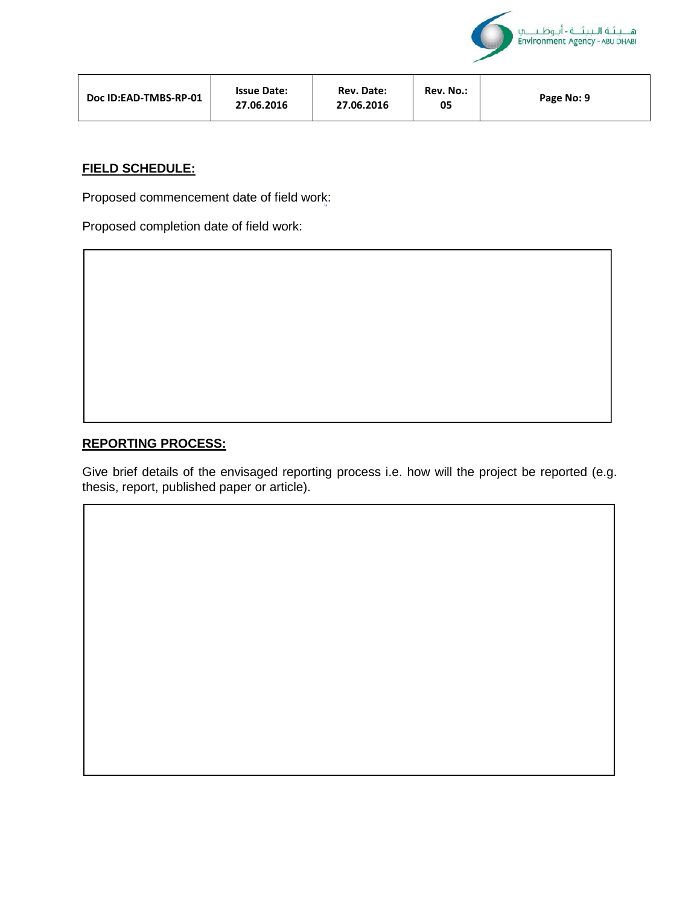**FIELD SCHEDULE:**

Proposed commencement date of field work:

Proposed completion date of field work:

**REPORTING PROCESS:**

Give brief details of the envisaged reporting process i.e. how will the project be reported (e.g. thesis, report, published paper or article).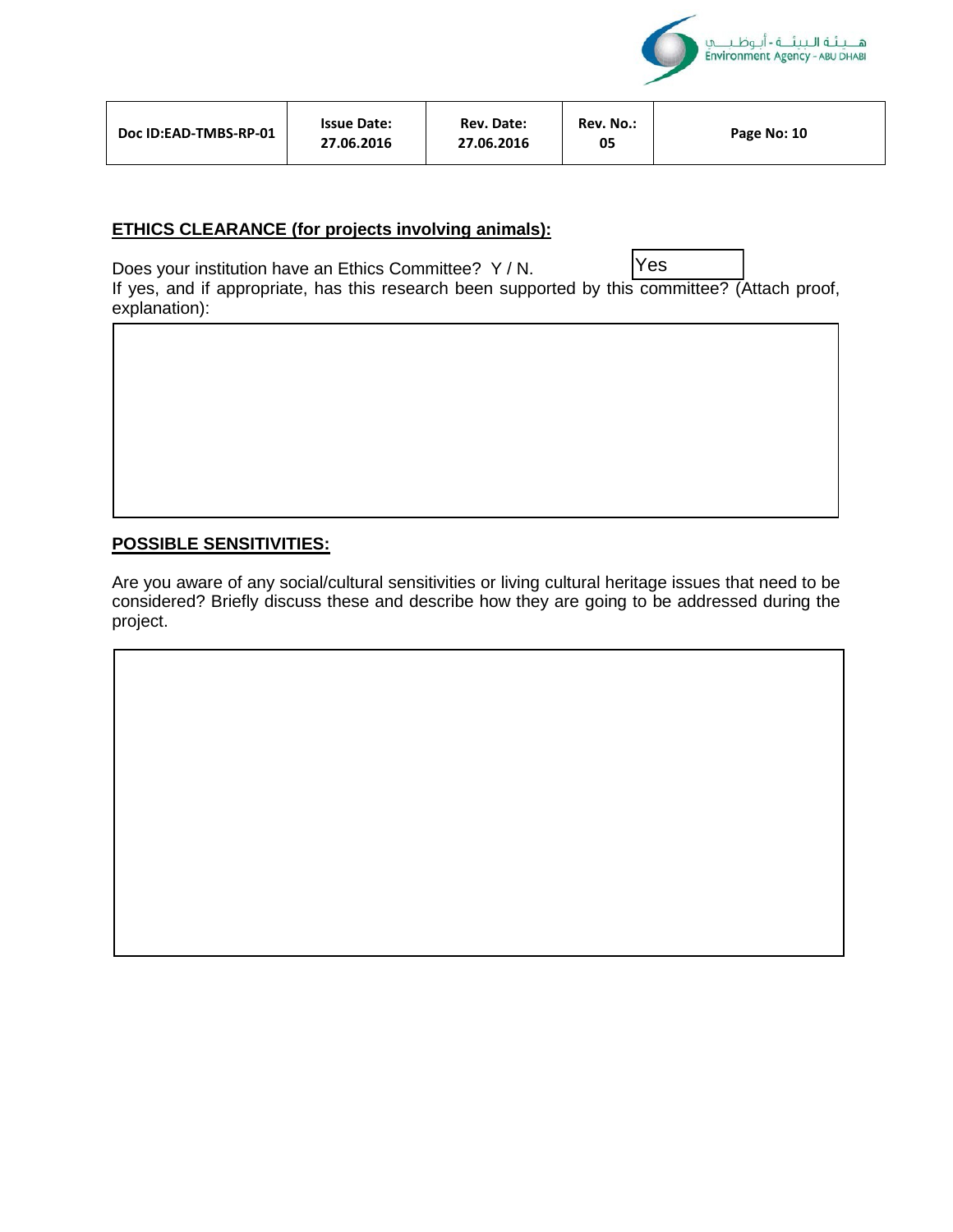**ETHICS CLEARANCE (for projects involving animals):**

Does your institution have an Ethics Committee? Y / N. Yes

If yes, and if appropriate, has this research been supported by this committee? (Attach proof, explanation):

**POSSIBLE SENSITIVITIES:**

Are you aware of any social/cultural sensitivities or living cultural heritage issues that need to be considered? Briefly discuss these and describe how they are going to be addressed during the project.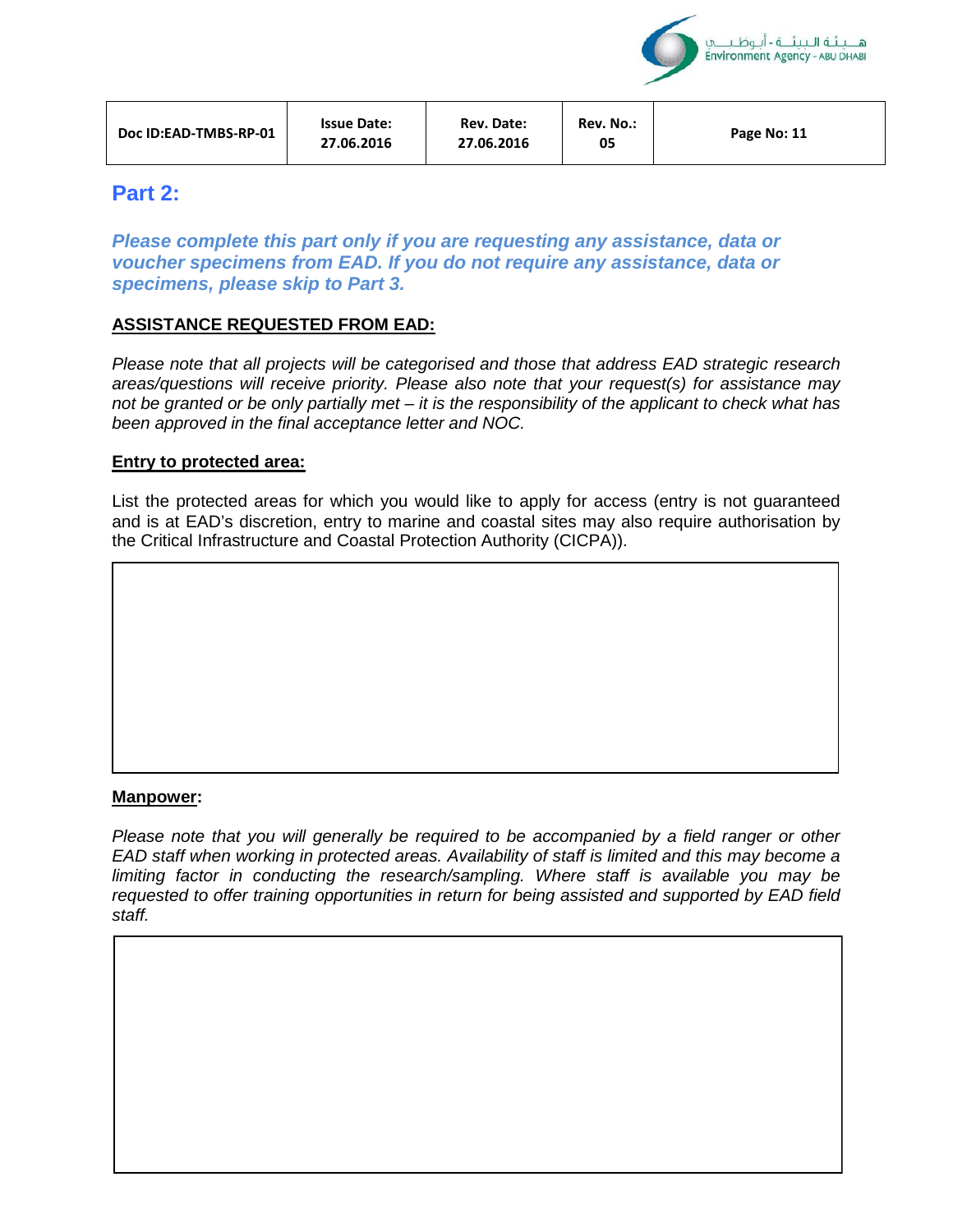## Part 2:

***Please complete this part only if you are requesting any assistance, data or voucher specimens from EAD. If you do not require any assistance, data or specimens, please skip to Part 3.***

**ASSISTANCE REQUESTED FROM EAD:**

*Please note that all projects will be categorised and those that address EAD strategic research areas/questions will receive priority. Please also note that your request(s) for assistance may not be granted or be only partially met – it is the responsibility of the applicant to check what has been approved in the final acceptance letter and NOC.*

**Entry to protected area:**

List the protected areas for which you would like to apply for access (entry is not guaranteed and is at EAD's discretion, entry to marine and coastal sites may also require authorisation by the Critical Infrastructure and Coastal Protection Authority (CICPA)).

| |
|---|
| |

**Manpower:**

*Please note that you will generally be required to be accompanied by a field ranger or other EAD staff when working in protected areas. Availability of staff is limited and this may become a limiting factor in conducting the research/sampling. Where staff is available you may be requested to offer training opportunities in return for being assisted and supported by EAD field staff.*

| |
|---|
| |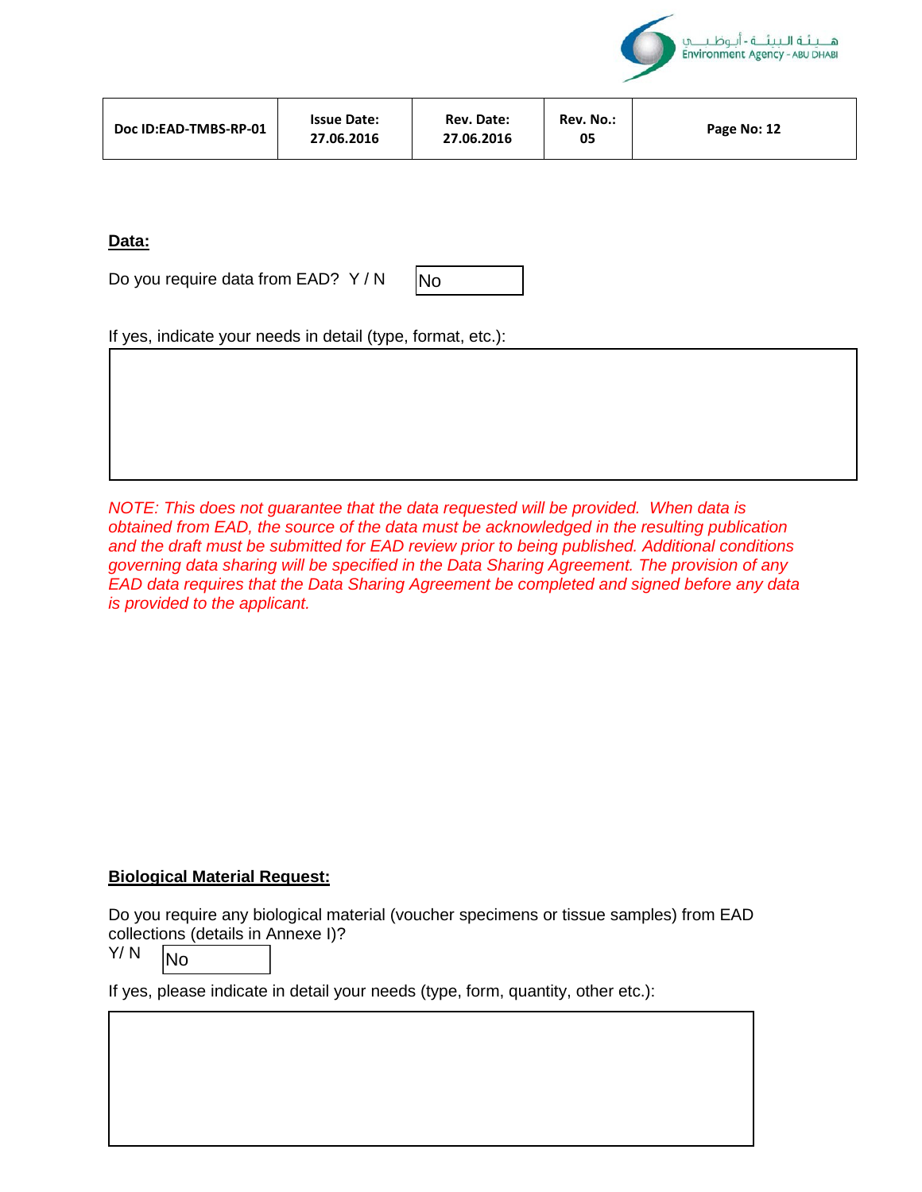**Data:**

Do you require data from EAD? Y / N No

If yes, indicate your needs in detail (type, format, etc.):

*NOTE: This does not guarantee that the data requested will be provided. When data is obtained from EAD, the source of the data must be acknowledged in the resulting publication and the draft must be submitted for EAD review prior to being published. Additional conditions governing data sharing will be specified in the Data Sharing Agreement. The provision of any EAD data requires that the Data Sharing Agreement be completed and signed before any data is provided to the applicant.*

**Biological Material Request:**

Do you require any biological material (voucher specimens or tissue samples) from EAD collections (details in Annexe I)?

Y/ N No

If yes, please indicate in detail your needs (type, form, quantity, other etc.):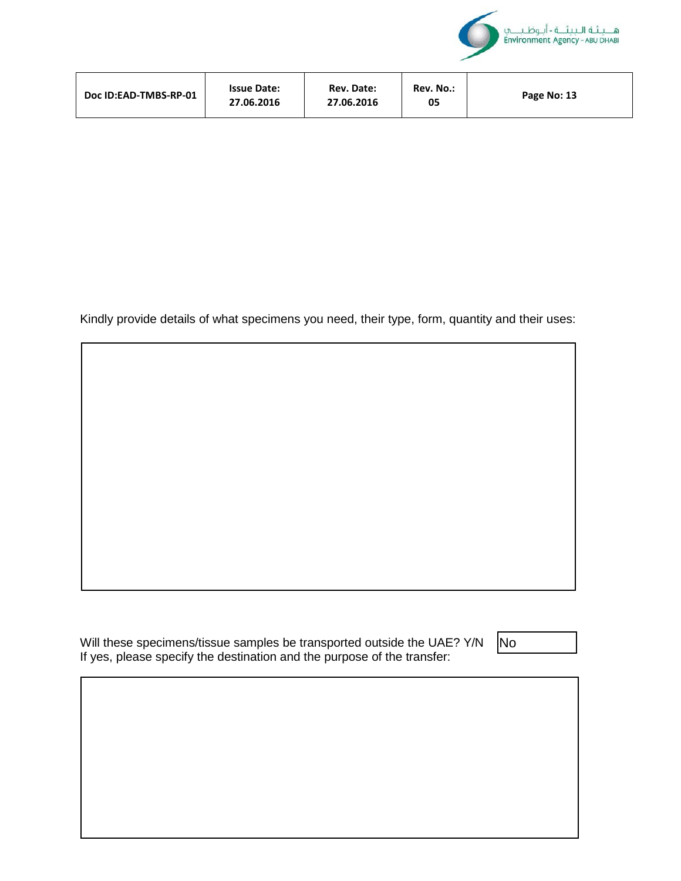Kindly provide details of what specimens you need, their type, form, quantity and their uses:

Will these specimens/tissue samples be transported outside the UAE? Y/N No

If yes, please specify the destination and the purpose of the transfer: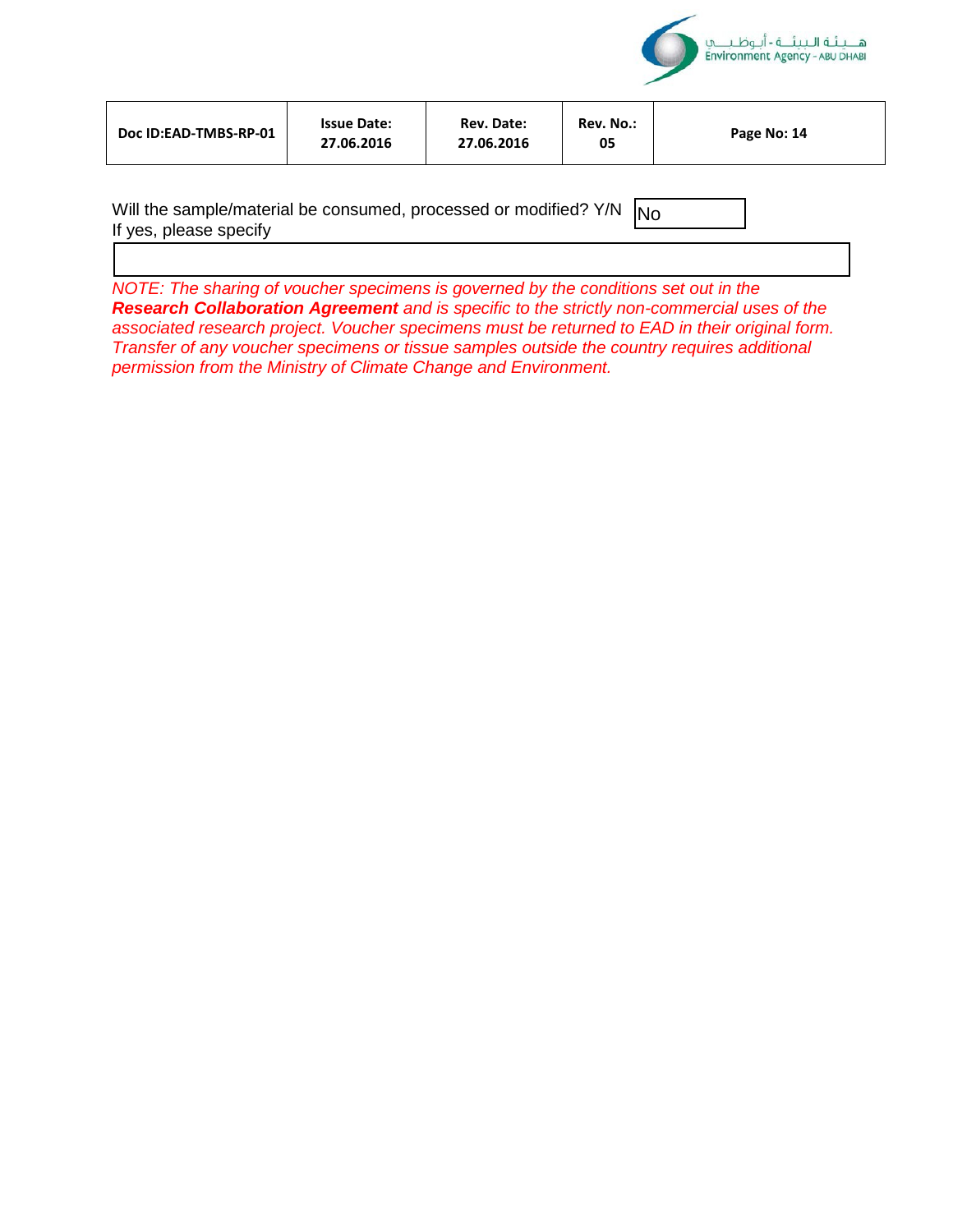Will the sample/material be consumed, processed or modified? Y/N No

If yes, please specify

*NOTE: The sharing of voucher specimens is governed by the conditions set out in the **Research Collaboration Agreement** and is specific to the strictly non-commercial uses of the associated research project. Voucher specimens must be returned to EAD in their original form. Transfer of any voucher specimens or tissue samples outside the country requires additional permission from the Ministry of Climate Change and Environment.*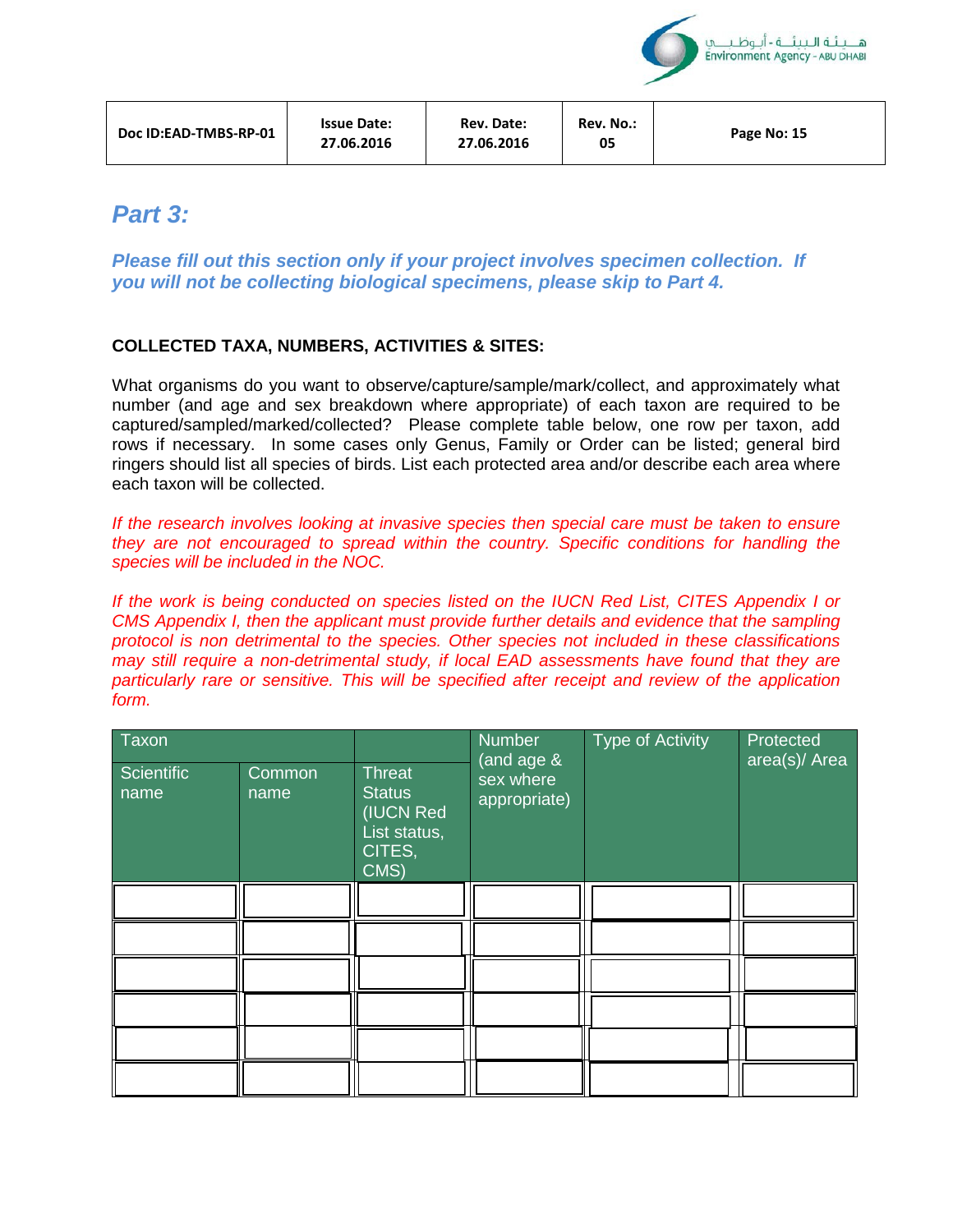## Part 3:

***Please fill out this section only if your project involves specimen collection. If you will not be collecting biological specimens, please skip to Part 4.***

**COLLECTED TAXA, NUMBERS, ACTIVITIES & SITES:**

What organisms do you want to observe/capture/sample/mark/collect, and approximately what number (and age and sex breakdown where appropriate) of each taxon are required to be captured/sampled/marked/collected? Please complete table below, one row per taxon, add rows if necessary. In some cases only Genus, Family or Order can be listed; general bird ringers should list all species of birds. List each protected area and/or describe each area where each taxon will be collected.

*If the research involves looking at invasive species then special care must be taken to ensure they are not encouraged to spread within the country. Specific conditions for handling the species will be included in the NOC.*

*If the work is being conducted on species listed on the IUCN Red List, CITES Appendix I or CMS Appendix I, then the applicant must provide further details and evidence that the sampling protocol is non detrimental to the species. Other species not included in these classifications may still require a non-detrimental study, if local EAD assessments have found that they are particularly rare or sensitive. This will be specified after receipt and review of the application form.*

| Taxon | | | Number (and age & sex where appropriate) | Type of Activity | Protected area(s)/ Area |
|---|---|---|---|---|---|
| Scientific name | Common name | Threat Status (IUCN Red List status, CITES, CMS) | | | |
| | | | | | |
| | | | | | |
| | | | | | |
| | | | | | |
| | | | | | |
| | | | | | |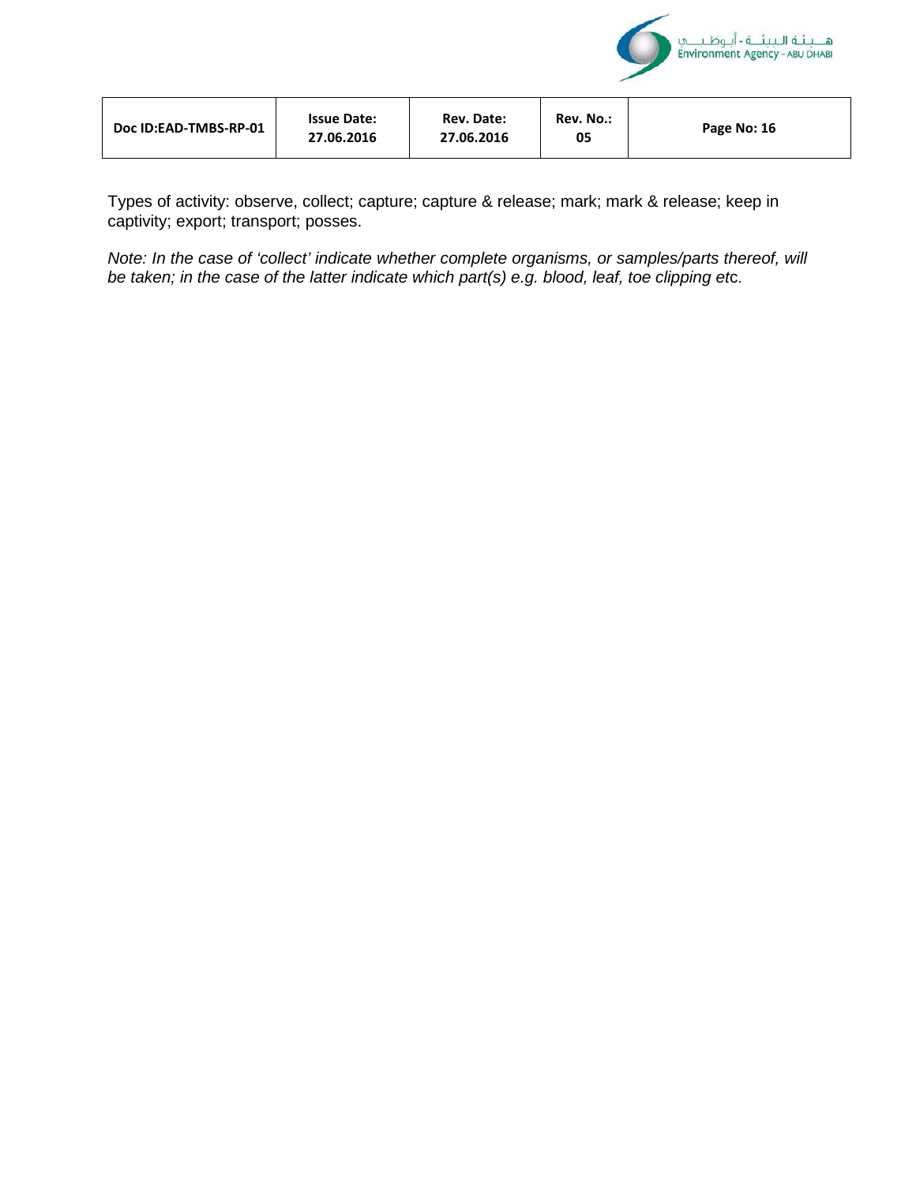Types of activity: observe, collect; capture; capture & release; mark; mark & release; keep in captivity; export; transport; posses.

*Note: In the case of 'collect' indicate whether complete organisms, or samples/parts thereof, will be taken; in the case of the latter indicate which part(s) e.g. blood, leaf, toe clipping etc.*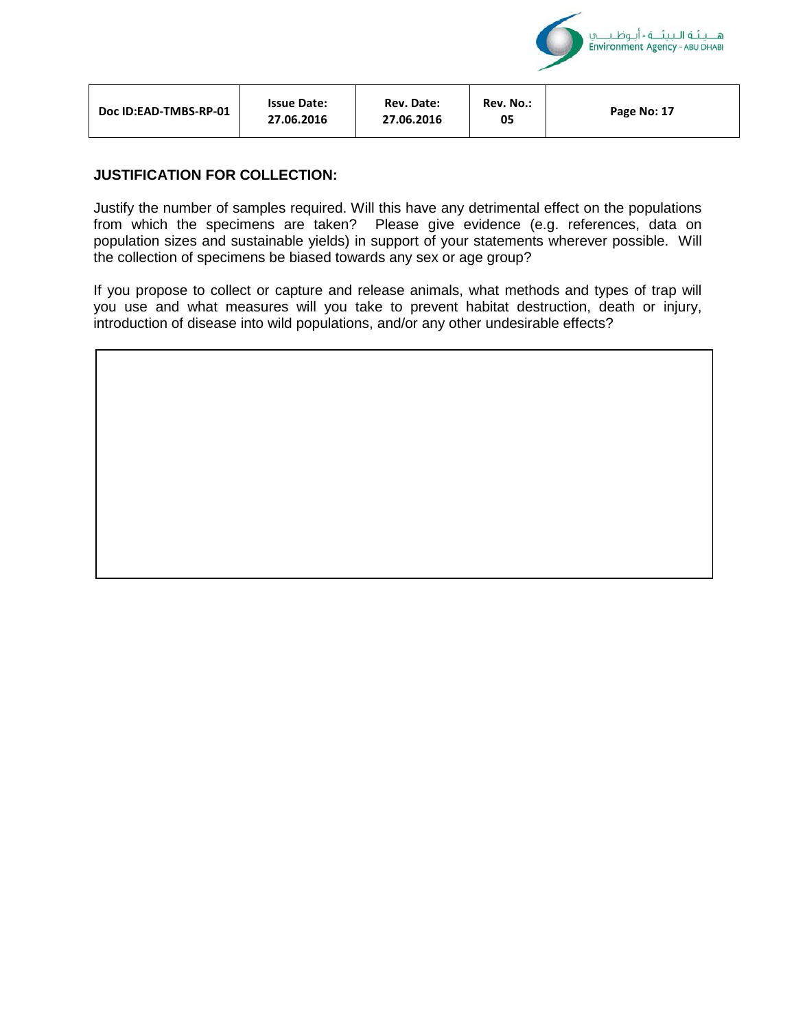## JUSTIFICATION FOR COLLECTION:

Justify the number of samples required. Will this have any detrimental effect on the populations from which the specimens are taken? Please give evidence (e.g. references, data on population sizes and sustainable yields) in support of your statements wherever possible. Will the collection of specimens be biased towards any sex or age group?

If you propose to collect or capture and release animals, what methods and types of trap will you use and what measures will you take to prevent habitat destruction, death or injury, introduction of disease into wild populations, and/or any other undesirable effects?

| |
|---|
| |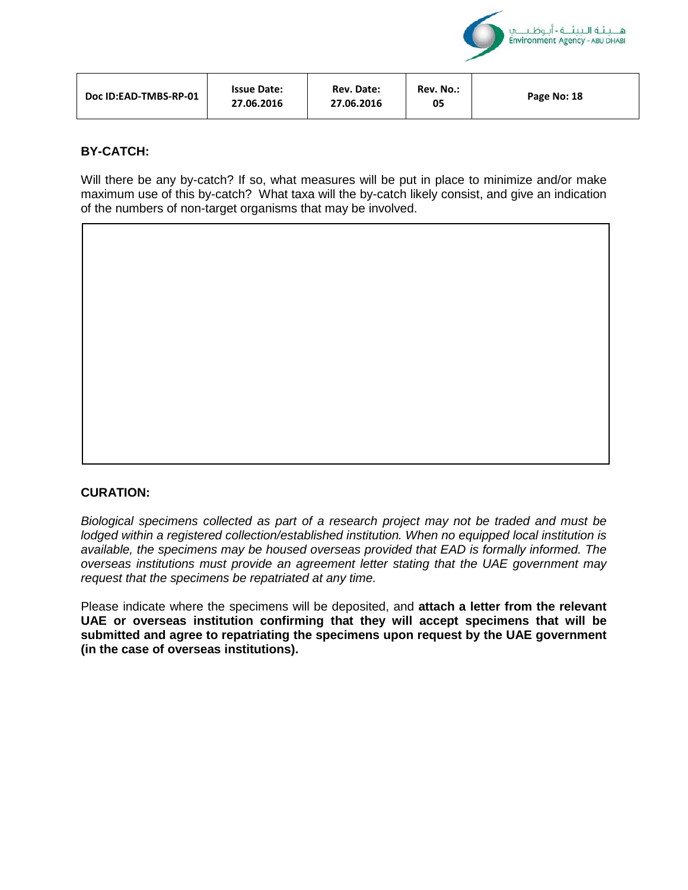## BY-CATCH:

Will there be any by-catch? If so, what measures will be put in place to minimize and/or make maximum use of this by-catch? What taxa will the by-catch likely consist, and give an indication of the numbers of non-target organisms that may be involved.

## CURATION:

*Biological specimens collected as part of a research project may not be traded and must be lodged within a registered collection/established institution. When no equipped local institution is available, the specimens may be housed overseas provided that EAD is formally informed. The overseas institutions must provide an agreement letter stating that the UAE government may request that the specimens be repatriated at any time.*

Please indicate where the specimens will be deposited, and **attach a letter from the relevant UAE or overseas institution confirming that they will accept specimens that will be submitted and agree to repatriating the specimens upon request by the UAE government (in the case of overseas institutions).**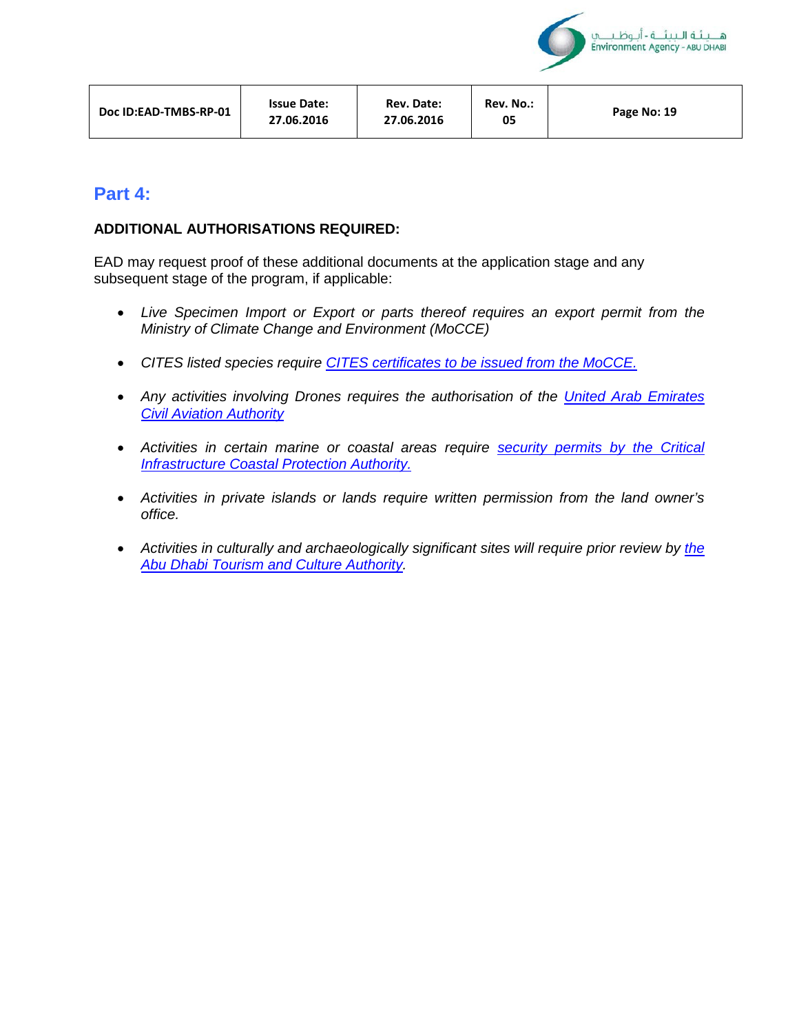## Part 4:

**ADDITIONAL AUTHORISATIONS REQUIRED:**

EAD may request proof of these additional documents at the application stage and any subsequent stage of the program, if applicable:

- *Live Specimen Import or Export or parts thereof requires an export permit from the Ministry of Climate Change and Environment (MoCCE)*
- *CITES listed species require CITES certificates to be issued from the MoCCE.*
- *Any activities involving Drones requires the authorisation of the United Arab Emirates Civil Aviation Authority*
- *Activities in certain marine or coastal areas require security permits by the Critical Infrastructure Coastal Protection Authority.*
- *Activities in private islands or lands require written permission from the land owner's office.*
- *Activities in culturally and archaeologically significant sites will require prior review by the Abu Dhabi Tourism and Culture Authority.*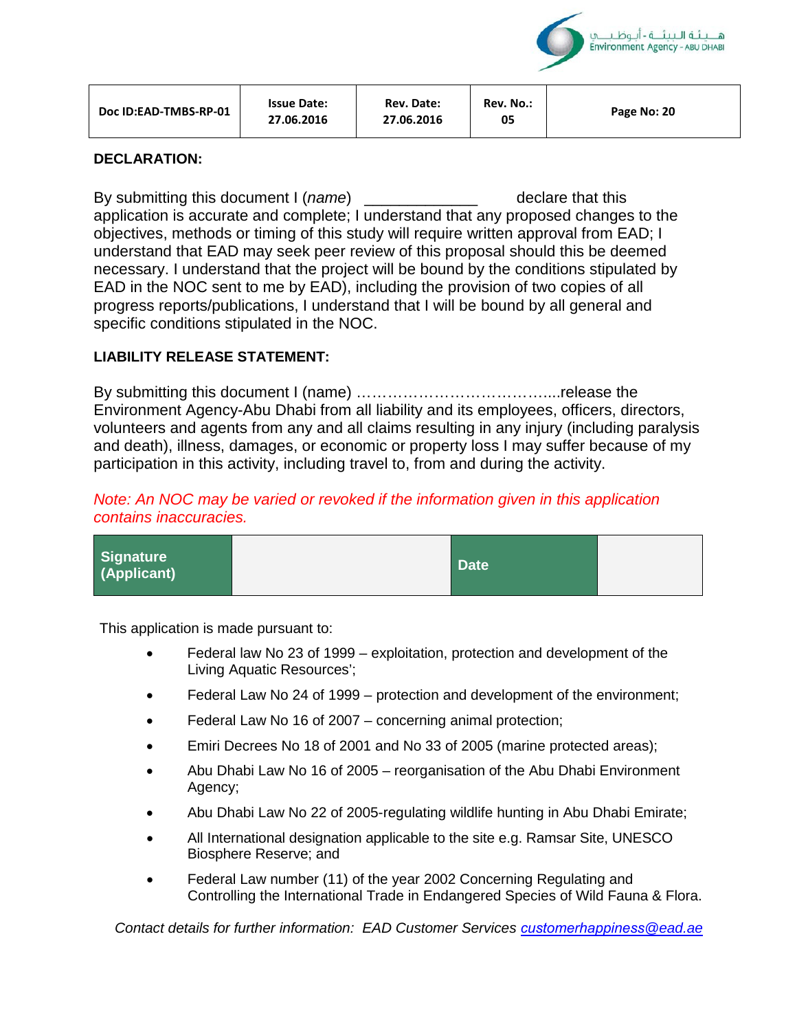**DECLARATION:**

By submitting this document I (*name*) _____________ declare that this application is accurate and complete; I understand that any proposed changes to the objectives, methods or timing of this study will require written approval from EAD; I understand that EAD may seek peer review of this proposal should this be deemed necessary. I understand that the project will be bound by the conditions stipulated by EAD in the NOC sent to me by EAD), including the provision of two copies of all progress reports/publications, I understand that I will be bound by all general and specific conditions stipulated in the NOC.

**LIABILITY RELEASE STATEMENT:**

By submitting this document I (name) …………………………………...release the Environment Agency-Abu Dhabi from all liability and its employees, officers, directors, volunteers and agents from any and all claims resulting in any injury (including paralysis and death), illness, damages, or economic or property loss I may suffer because of my participation in this activity, including travel to, from and during the activity.

*Note: An NOC may be varied or revoked if the information given in this application contains inaccuracies.*

| | | | |
|---|---|---|---|
| **Signature (Applicant)** | | **Date** | |

This application is made pursuant to:

- Federal law No 23 of 1999 – exploitation, protection and development of the Living Aquatic Resources';
- Federal Law No 24 of 1999 – protection and development of the environment;
- Federal Law No 16 of 2007 – concerning animal protection;
- Emiri Decrees No 18 of 2001 and No 33 of 2005 (marine protected areas);
- Abu Dhabi Law No 16 of 2005 – reorganisation of the Abu Dhabi Environment Agency;
- Abu Dhabi Law No 22 of 2005-regulating wildlife hunting in Abu Dhabi Emirate;
- All International designation applicable to the site e.g. Ramsar Site, UNESCO Biosphere Reserve; and
- Federal Law number (11) of the year 2002 Concerning Regulating and Controlling the International Trade in Endangered Species of Wild Fauna & Flora.

*Contact details for further information: EAD Customer Services customerhappiness@ead.ae*